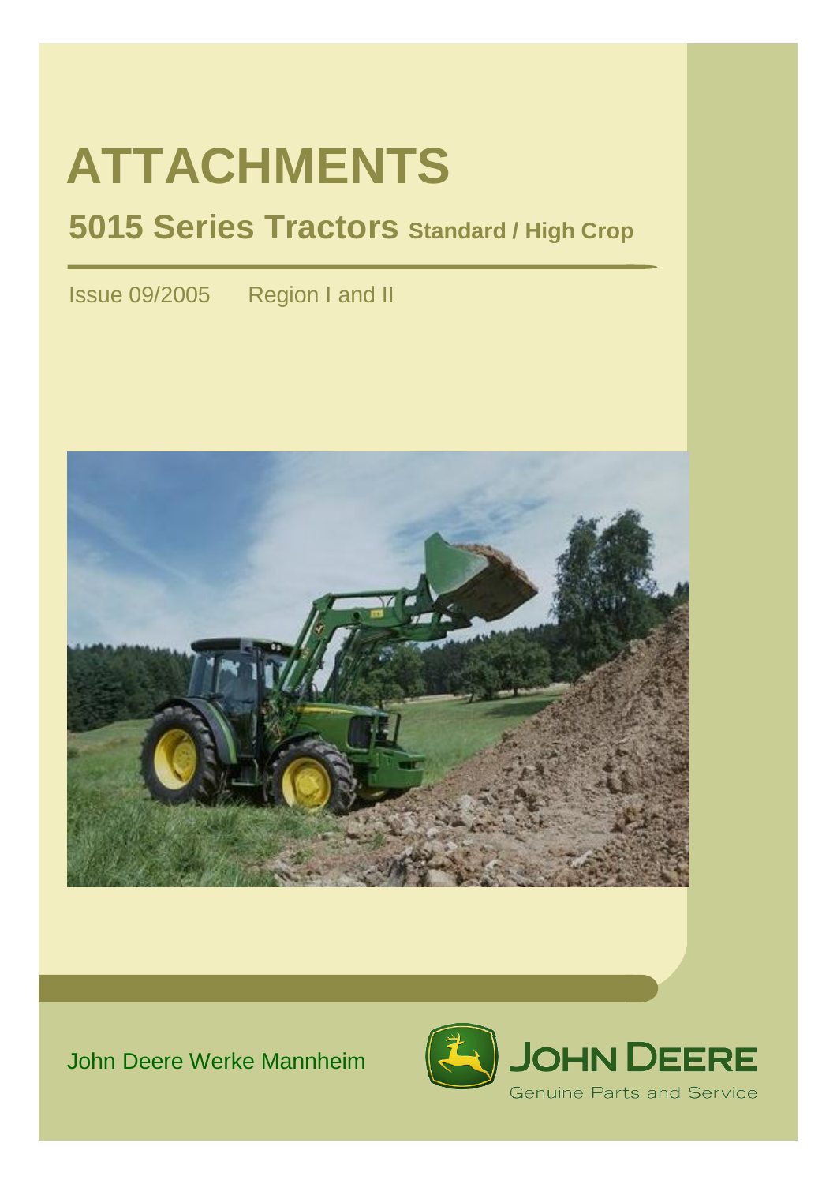# ATTACHMENTS

## 5015 Series Tractors Standard / High Crop

Issue 09/2005 Region I and II

John Deere Werke Mannheim

JOHN DEERE

Genuine Parts and Service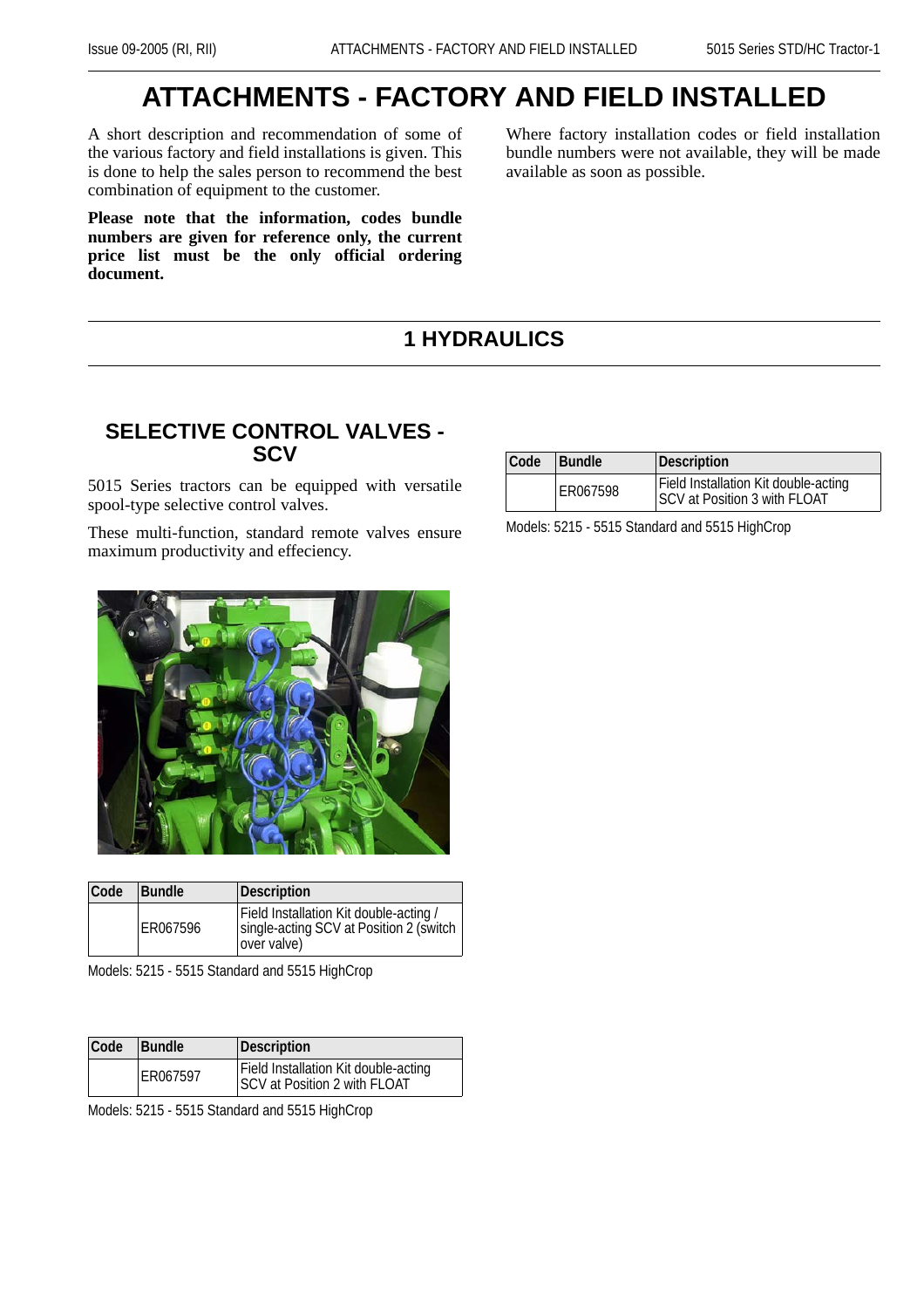# ATTACHMENTS - FACTORY AND FIELD INSTALLED

A short description and recommendation of some of the various factory and field installations is given. This is done to help the sales person to recommend the best combination of equipment to the customer.

**Please note that the information, codes bundle numbers are given for reference only, the current price list must be the only official ordering document.**

Where factory installation codes or field installation bundle numbers were not available, they will be made available as soon as possible.

## 1 HYDRAULICS

### SELECTIVE CONTROL VALVES - SCV

5015 Series tractors can be equipped with versatile spool-type selective control valves.

These multi-function, standard remote valves ensure maximum productivity and effeciency.

| Code | Bundle | Description |
|---|---|---|
| | ER067596 | Field Installation Kit double-acting / single-acting SCV at Position 2 (switch over valve) |

Models: 5215 - 5515 Standard and 5515 HighCrop

| Code | Bundle | Description |
|---|---|---|
| | ER067597 | Field Installation Kit double-acting SCV at Position 2 with FLOAT |

Models: 5215 - 5515 Standard and 5515 HighCrop

| Code | Bundle | Description |
|---|---|---|
| | ER067598 | Field Installation Kit double-acting SCV at Position 3 with FLOAT |

Models: 5215 - 5515 Standard and 5515 HighCrop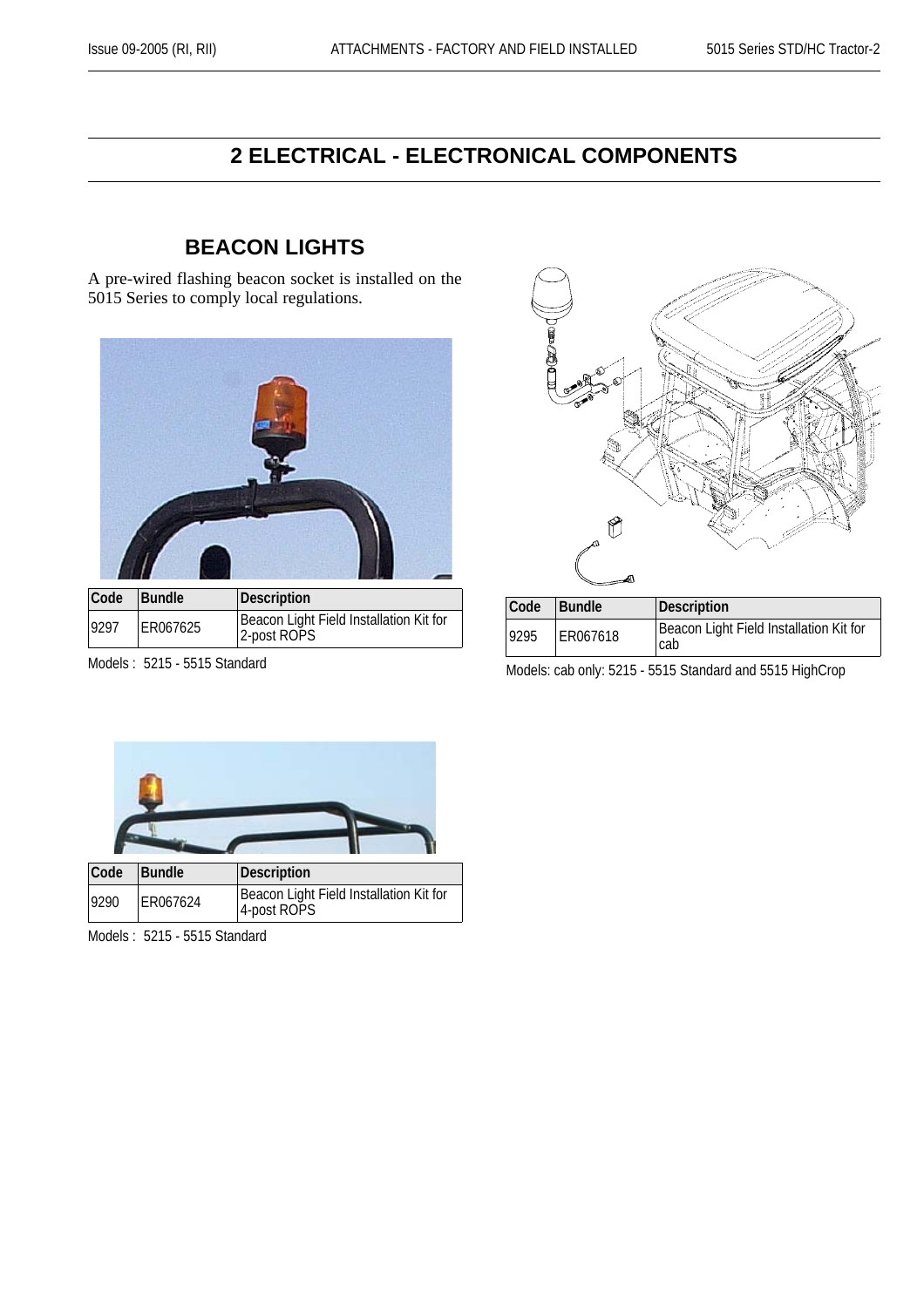# 2 ELECTRICAL - ELECTRONICAL COMPONENTS

## BEACON LIGHTS

A pre-wired flashing beacon socket is installed on the 5015 Series to comply local regulations.

| Code | Bundle | Description |
|---|---|---|
| 9297 | ER067625 | Beacon Light Field Installation Kit for 2-post ROPS |

Models : 5215 - 5515 Standard

| Code | Bundle | Description |
|---|---|---|
| 9290 | ER067624 | Beacon Light Field Installation Kit for 4-post ROPS |

Models : 5215 - 5515 Standard

| Code | Bundle | Description |
|---|---|---|
| 9295 | ER067618 | Beacon Light Field Installation Kit for cab |

Models: cab only: 5215 - 5515 Standard and 5515 HighCrop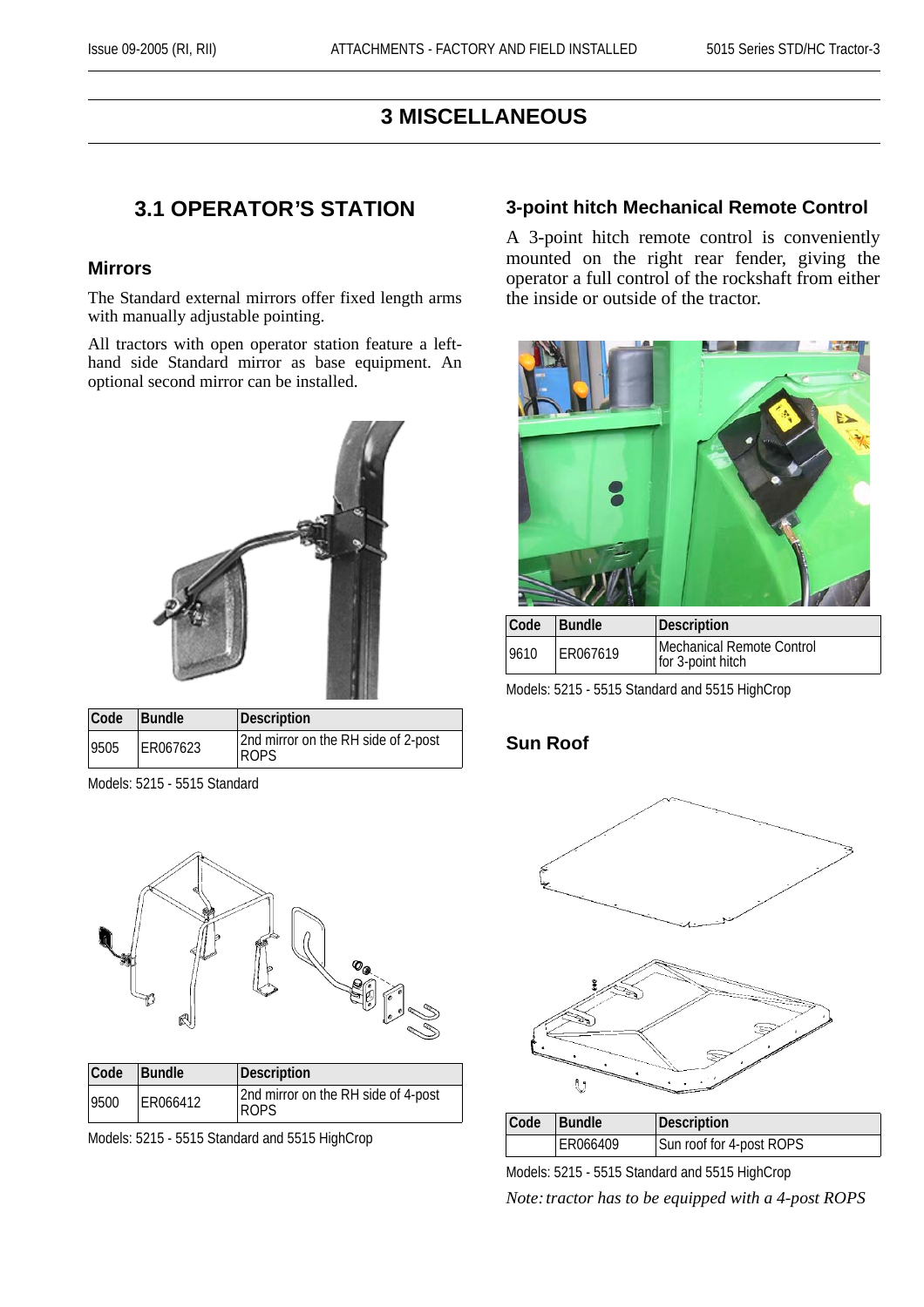# 3 MISCELLANEOUS

## 3.1 OPERATOR'S STATION

### Mirrors

The Standard external mirrors offer fixed length arms with manually adjustable pointing.

All tractors with open operator station feature a left-hand side Standard mirror as base equipment. An optional second mirror can be installed.

| Code | Bundle | Description |
|---|---|---|
| 9505 | ER067623 | 2nd mirror on the RH side of 2-post ROPS |

Models: 5215 - 5515 Standard

| Code | Bundle | Description |
|---|---|---|
| 9500 | ER066412 | 2nd mirror on the RH side of 4-post ROPS |

Models: 5215 - 5515 Standard and 5515 HighCrop

### 3-point hitch Mechanical Remote Control

A 3-point hitch remote control is conveniently mounted on the right rear fender, giving the operator a full control of the rockshaft from either the inside or outside of the tractor.

| Code | Bundle | Description |
|---|---|---|
| 9610 | ER067619 | Mechanical Remote Control for 3-point hitch |

Models: 5215 - 5515 Standard and 5515 HighCrop

### Sun Roof

| Code | Bundle | Description |
|---|---|---|
| | ER066409 | Sun roof for 4-post ROPS |

Models: 5215 - 5515 Standard and 5515 HighCrop

*Note: tractor has to be equipped with a 4-post ROPS*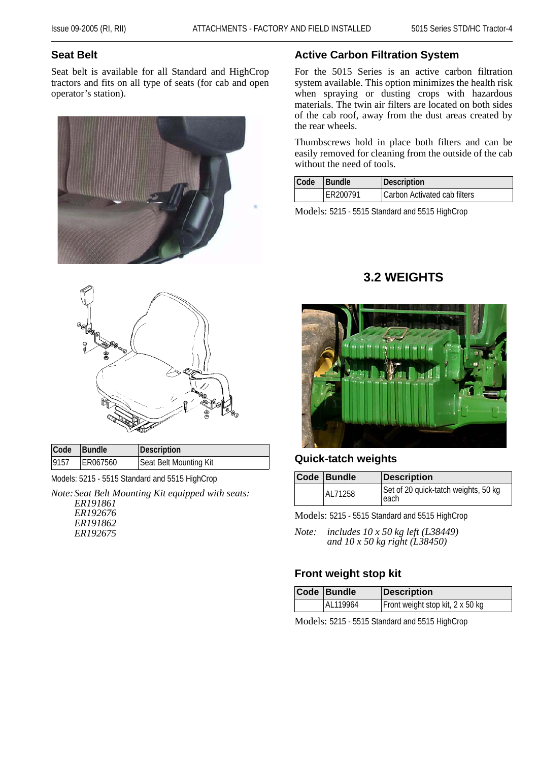## Seat Belt

Seat belt is available for all Standard and HighCrop tractors and fits on all type of seats (for cab and open operator's station).

| Code | Bundle | Description |
|---|---|---|
| 9157 | ER067560 | Seat Belt Mounting Kit |

Models: 5215 - 5515 Standard and 5515 HighCrop

*Note: Seat Belt Mounting Kit equipped with seats:*
*ER191861*
*ER192676*
*ER191862*
*ER192675*

## Active Carbon Filtration System

For the 5015 Series is an active carbon filtration system available. This option minimizes the health risk when spraying or dusting crops with hazardous materials. The twin air filters are located on both sides of the cab roof, away from the dust areas created by the rear wheels.

Thumbscrews hold in place both filters and can be easily removed for cleaning from the outside of the cab without the need of tools.

| Code | Bundle | Description |
|---|---|---|
| | ER200791 | Carbon Activated cab filters |

Models: 5215 - 5515 Standard and 5515 HighCrop

# 3.2 WEIGHTS

### Quick-tatch weights

| Code | Bundle | Description |
|---|---|---|
| | AL71258 | Set of 20 quick-tatch weights, 50 kg each |

Models: 5215 - 5515 Standard and 5515 HighCrop

*Note: includes 10 x 50 kg left (L38449) and 10 x 50 kg right (L38450)*

### Front weight stop kit

| Code | Bundle | Description |
|---|---|---|
| | AL119964 | Front weight stop kit, 2 x 50 kg |

Models: 5215 - 5515 Standard and 5515 HighCrop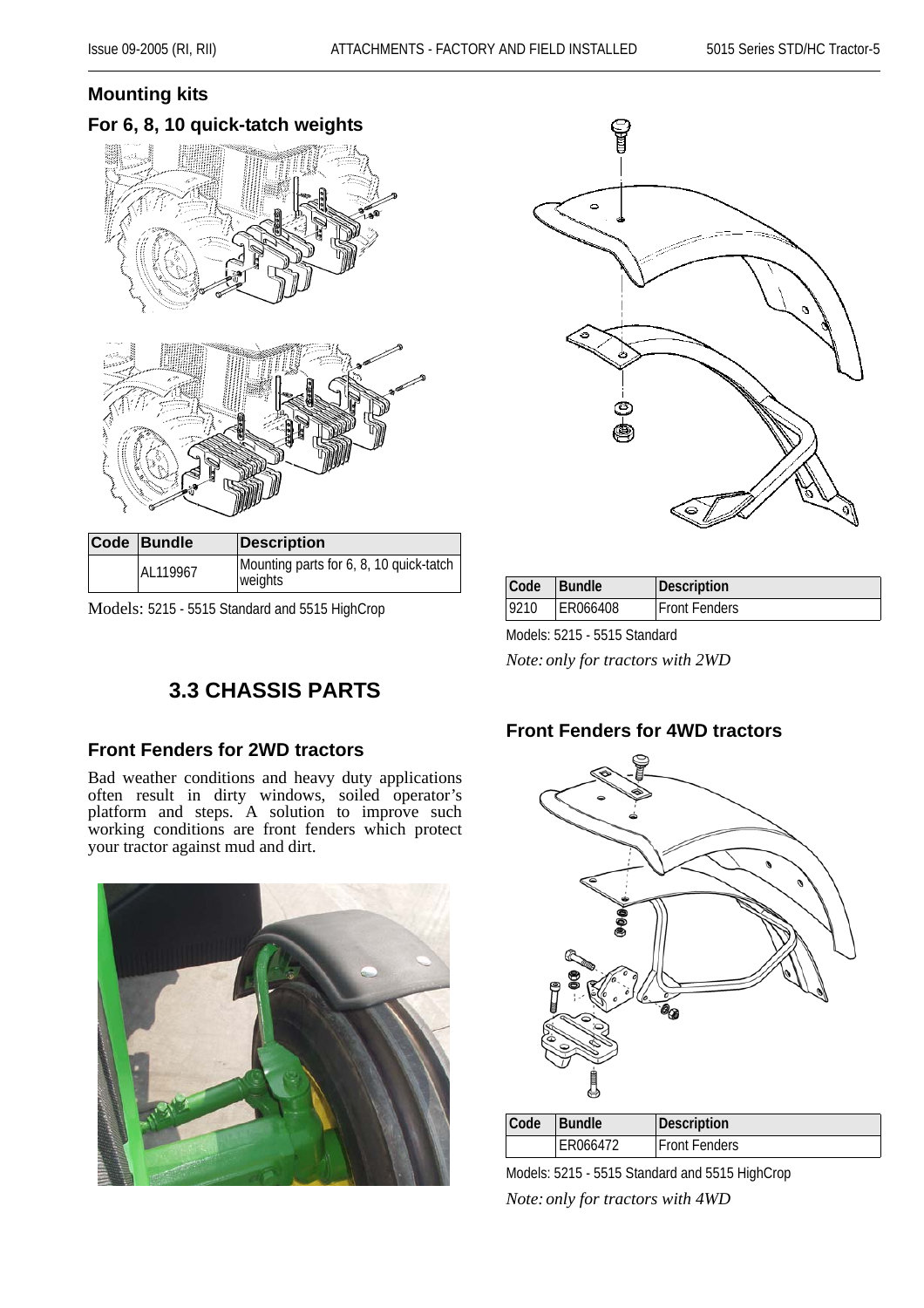## Mounting kits

### For 6, 8, 10 quick-tatch weights

| Code | Bundle | Description |
|---|---|---|
| | AL119967 | Mounting parts for 6, 8, 10 quick-tatch weights |

Models: 5215 - 5515 Standard and 5515 HighCrop

| Code | Bundle | Description |
|---|---|---|
| 9210 | ER066408 | Front Fenders |

Models: 5215 - 5515 Standard

*Note: only for tractors with 2WD*

## 3.3 CHASSIS PARTS

### Front Fenders for 2WD tractors

Bad weather conditions and heavy duty applications often result in dirty windows, soiled operator's platform and steps. A solution to improve such working conditions are front fenders which protect your tractor against mud and dirt.

### Front Fenders for 4WD tractors

| Code | Bundle | Description |
|---|---|---|
| | ER066472 | Front Fenders |

Models: 5215 - 5515 Standard and 5515 HighCrop

*Note: only for tractors with 4WD*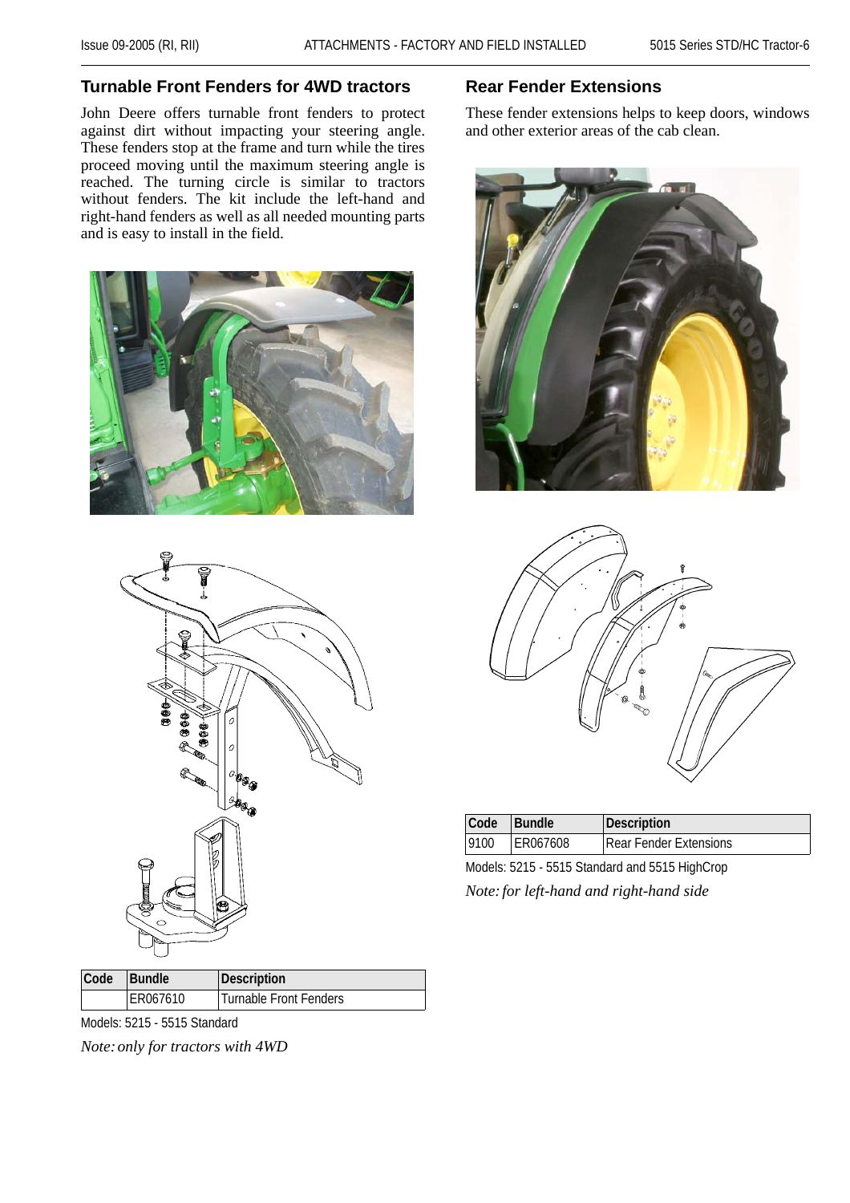## Turnable Front Fenders for 4WD tractors

John Deere offers turnable front fenders to protect against dirt without impacting your steering angle. These fenders stop at the frame and turn while the tires proceed moving until the maximum steering angle is reached. The turning circle is similar to tractors without fenders. The kit include the left-hand and right-hand fenders as well as all needed mounting parts and is easy to install in the field.

| Code | Bundle | Description |
|---|---|---|
| | ER067610 | Turnable Front Fenders |

Models: 5215 - 5515 Standard

*Note: only for tractors with 4WD*

## Rear Fender Extensions

These fender extensions helps to keep doors, windows and other exterior areas of the cab clean.

| Code | Bundle | Description |
|---|---|---|
| 9100 | ER067608 | Rear Fender Extensions |

Models: 5215 - 5515 Standard and 5515 HighCrop

*Note: for left-hand and right-hand side*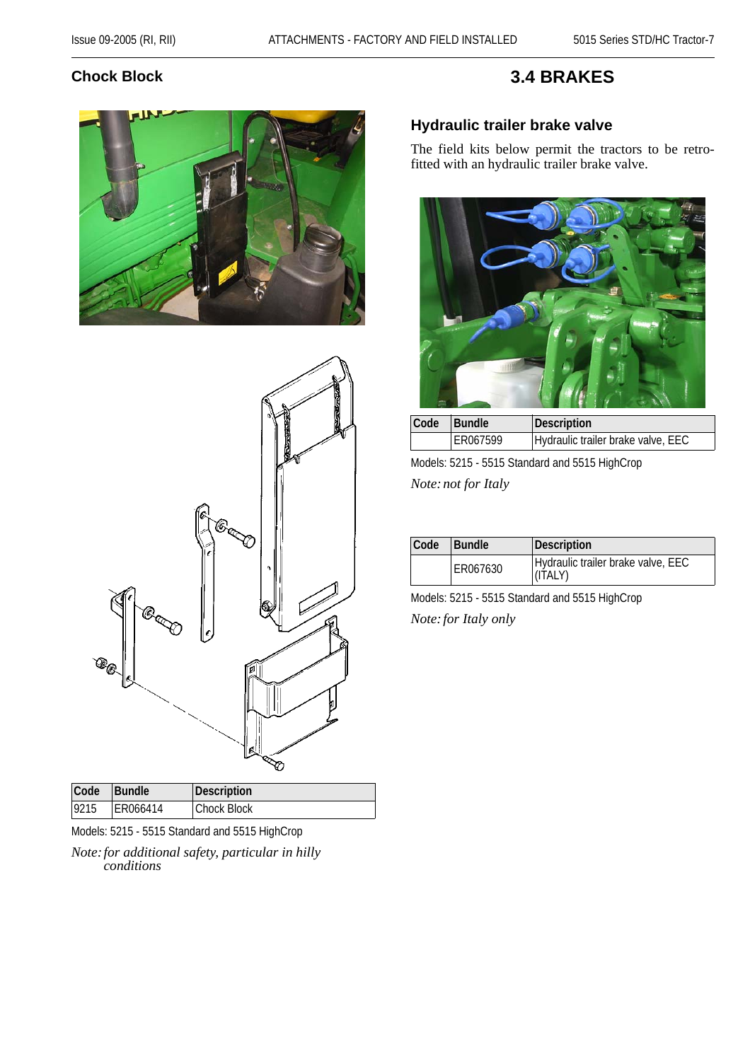## Chock Block

| Code | Bundle | Description |
|---|---|---|
| 9215 | ER066414 | Chock Block |

Models: 5215 - 5515 Standard and 5515 HighCrop

*Note: for additional safety, particular in hilly conditions*

# 3.4 BRAKES

### Hydraulic trailer brake valve

The field kits below permit the tractors to be retro-fitted with an hydraulic trailer brake valve.

| Code | Bundle | Description |
|---|---|---|
| | ER067599 | Hydraulic trailer brake valve, EEC |

Models: 5215 - 5515 Standard and 5515 HighCrop

*Note: not for Italy*

| Code | Bundle | Description |
|---|---|---|
| | ER067630 | Hydraulic trailer brake valve, EEC (ITALY) |

Models: 5215 - 5515 Standard and 5515 HighCrop

*Note: for Italy only*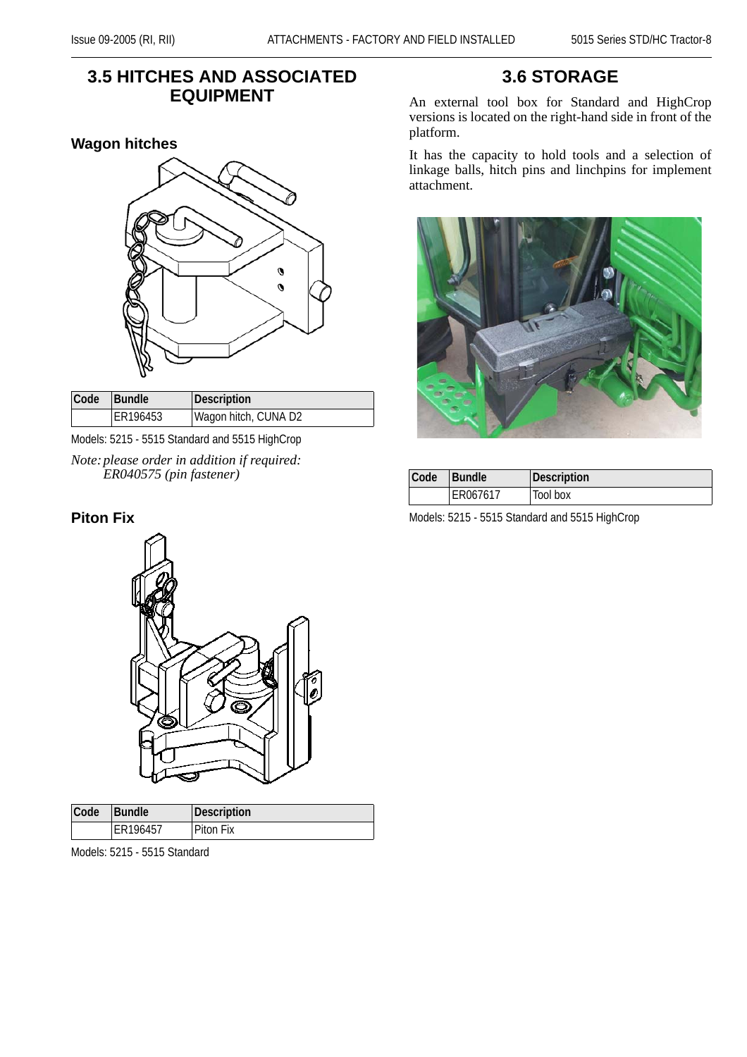## 3.5 HITCHES AND ASSOCIATED EQUIPMENT

### Wagon hitches

| Code | Bundle | Description |
|---|---|---|
| | ER196453 | Wagon hitch, CUNA D2 |

Models: 5215 - 5515 Standard and 5515 HighCrop

*Note: please order in addition if required: ER040575 (pin fastener)*

### Piton Fix

| Code | Bundle | Description |
|---|---|---|
| | ER196457 | Piton Fix |

Models: 5215 - 5515 Standard

## 3.6 STORAGE

An external tool box for Standard and HighCrop versions is located on the right-hand side in front of the platform.

It has the capacity to hold tools and a selection of linkage balls, hitch pins and linchpins for implement attachment.

| Code | Bundle | Description |
|---|---|---|
| | ER067617 | Tool box |

Models: 5215 - 5515 Standard and 5515 HighCrop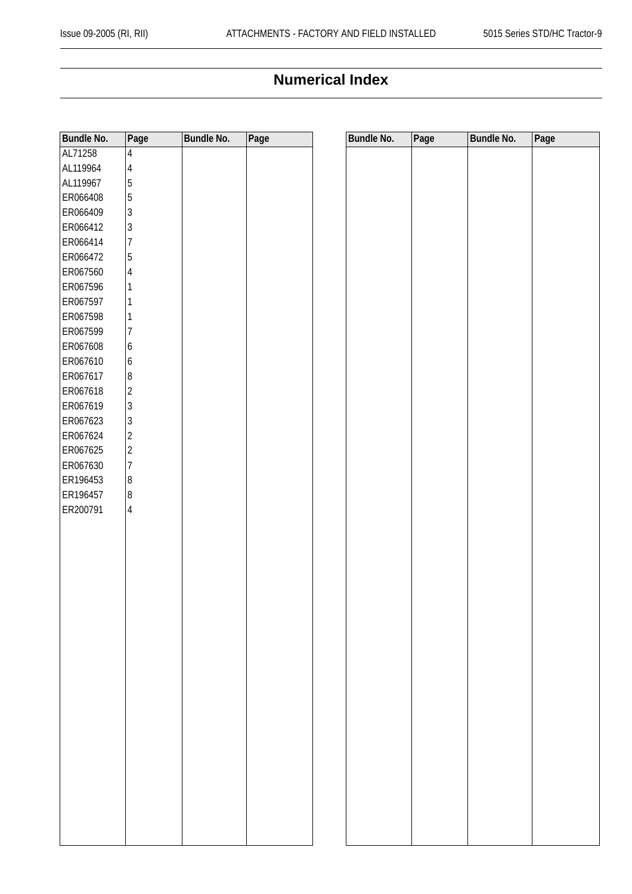# Numerical Index

| Bundle No. | Page | Bundle No. | Page | Bundle No. | Page | Bundle No. | Page |
|---|---|---|---|---|---|---|---|
| AL71258 | 4 | | | | | | |
| AL119964 | 4 | | | | | | |
| AL119967 | 5 | | | | | | |
| ER066408 | 5 | | | | | | |
| ER066409 | 3 | | | | | | |
| ER066412 | 3 | | | | | | |
| ER066414 | 7 | | | | | | |
| ER066472 | 5 | | | | | | |
| ER067560 | 4 | | | | | | |
| ER067596 | 1 | | | | | | |
| ER067597 | 1 | | | | | | |
| ER067598 | 1 | | | | | | |
| ER067599 | 7 | | | | | | |
| ER067608 | 6 | | | | | | |
| ER067610 | 6 | | | | | | |
| ER067617 | 8 | | | | | | |
| ER067618 | 2 | | | | | | |
| ER067619 | 3 | | | | | | |
| ER067623 | 3 | | | | | | |
| ER067624 | 2 | | | | | | |
| ER067625 | 2 | | | | | | |
| ER067630 | 7 | | | | | | |
| ER196453 | 8 | | | | | | |
| ER196457 | 8 | | | | | | |
| ER200791 | 4 | | | | | | |